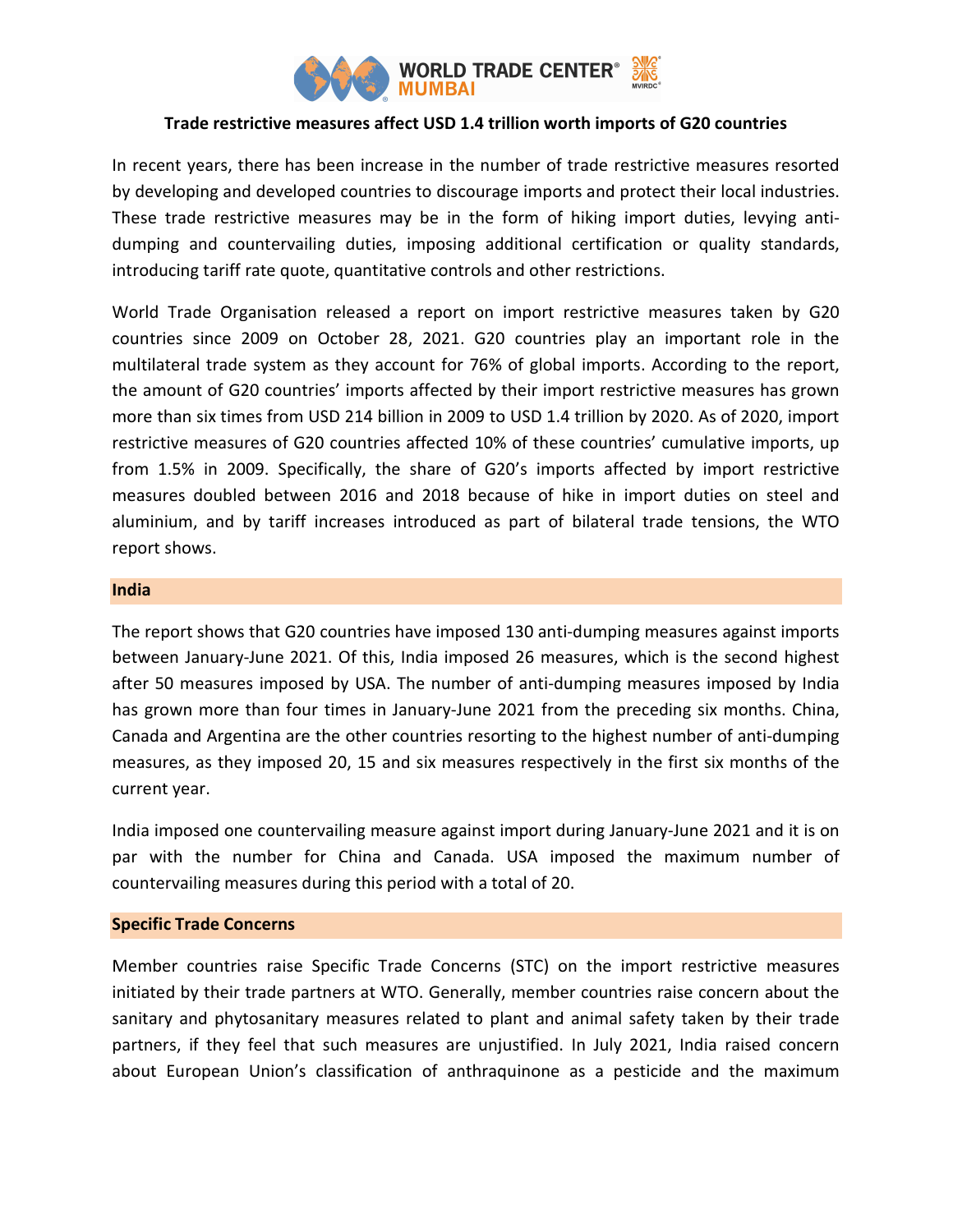# Trade restrictive measures affect USD 1.4 trillion worth imports of G20 countries

In recent years, there has been increase in the number of trade restrictive measures resorted by developing and developed countries to discourage imports and protect their local industries. These trade restrictive measures may be in the form of hiking import duties, levying anti-dumping and countervailing duties, imposing additional certification or quality standards, introducing tariff rate quote, quantitative controls and other restrictions.

World Trade Organisation released a report on import restrictive measures taken by G20 countries since 2009 on October 28, 2021. G20 countries play an important role in the multilateral trade system as they account for 76% of global imports. According to the report, the amount of G20 countries' imports affected by their import restrictive measures has grown more than six times from USD 214 billion in 2009 to USD 1.4 trillion by 2020. As of 2020, import restrictive measures of G20 countries affected 10% of these countries' cumulative imports, up from 1.5% in 2009. Specifically, the share of G20's imports affected by import restrictive measures doubled between 2016 and 2018 because of hike in import duties on steel and aluminium, and by tariff increases introduced as part of bilateral trade tensions, the WTO report shows.

## India

The report shows that G20 countries have imposed 130 anti-dumping measures against imports between January-June 2021. Of this, India imposed 26 measures, which is the second highest after 50 measures imposed by USA. The number of anti-dumping measures imposed by India has grown more than four times in January-June 2021 from the preceding six months. China, Canada and Argentina are the other countries resorting to the highest number of anti-dumping measures, as they imposed 20, 15 and six measures respectively in the first six months of the current year.

India imposed one countervailing measure against import during January-June 2021 and it is on par with the number for China and Canada. USA imposed the maximum number of countervailing measures during this period with a total of 20.

## Specific Trade Concerns

Member countries raise Specific Trade Concerns (STC) on the import restrictive measures initiated by their trade partners at WTO. Generally, member countries raise concern about the sanitary and phytosanitary measures related to plant and animal safety taken by their trade partners, if they feel that such measures are unjustified. In July 2021, India raised concern about European Union's classification of anthraquinone as a pesticide and the maximum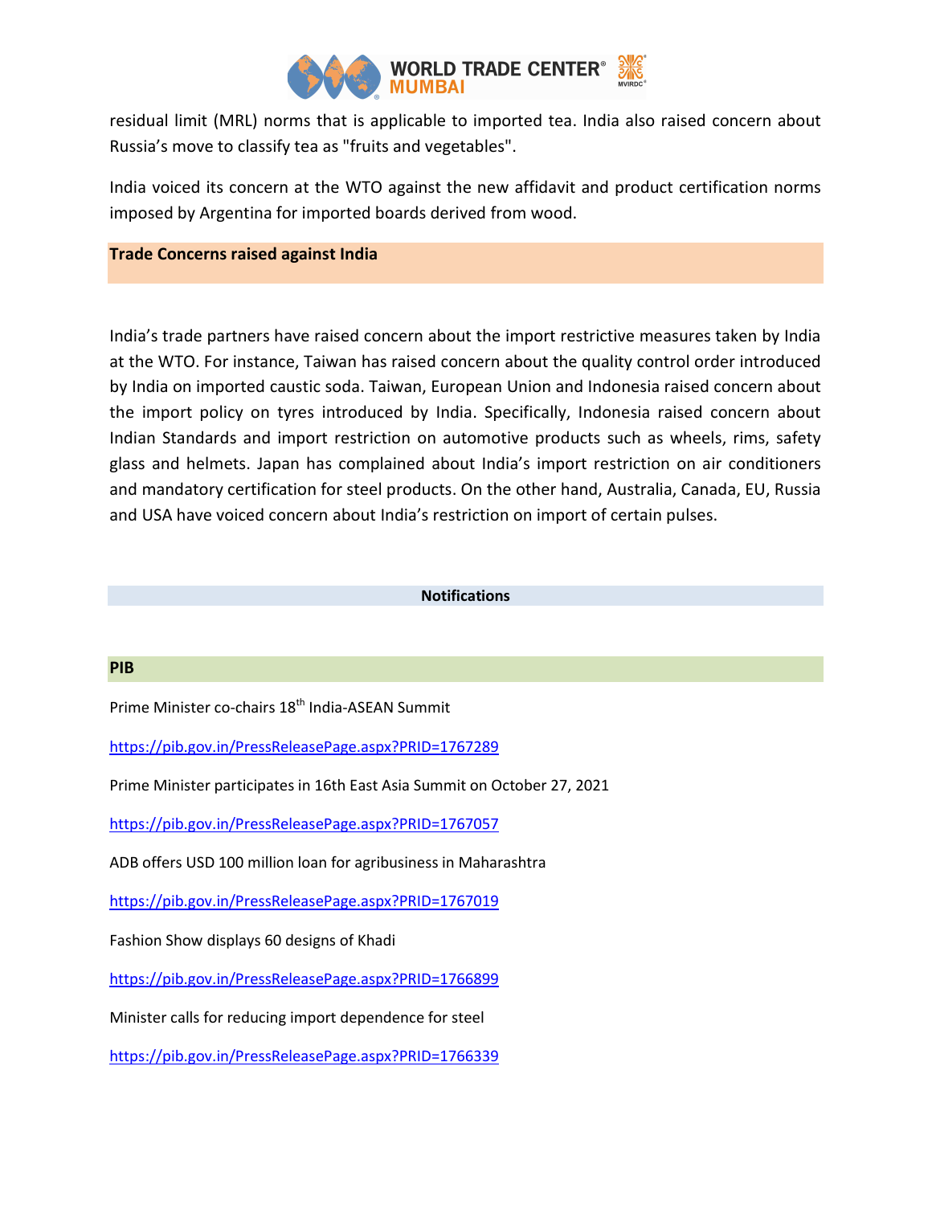residual limit (MRL) norms that is applicable to imported tea. India also raised concern about Russia's move to classify tea as "fruits and vegetables".

India voiced its concern at the WTO against the new affidavit and product certification norms imposed by Argentina for imported boards derived from wood.

## Trade Concerns raised against India

India's trade partners have raised concern about the import restrictive measures taken by India at the WTO. For instance, Taiwan has raised concern about the quality control order introduced by India on imported caustic soda. Taiwan, European Union and Indonesia raised concern about the import policy on tyres introduced by India. Specifically, Indonesia raised concern about Indian Standards and import restriction on automotive products such as wheels, rims, safety glass and helmets. Japan has complained about India's import restriction on air conditioners and mandatory certification for steel products. On the other hand, Australia, Canada, EU, Russia and USA have voiced concern about India's restriction on import of certain pulses.

## Notifications

### PIB

Prime Minister co-chairs 18th India-ASEAN Summit

https://pib.gov.in/PressReleasePage.aspx?PRID=1767289

Prime Minister participates in 16th East Asia Summit on October 27, 2021

https://pib.gov.in/PressReleasePage.aspx?PRID=1767057

ADB offers USD 100 million loan for agribusiness in Maharashtra

https://pib.gov.in/PressReleasePage.aspx?PRID=1767019

Fashion Show displays 60 designs of Khadi

https://pib.gov.in/PressReleasePage.aspx?PRID=1766899

Minister calls for reducing import dependence for steel

https://pib.gov.in/PressReleasePage.aspx?PRID=1766339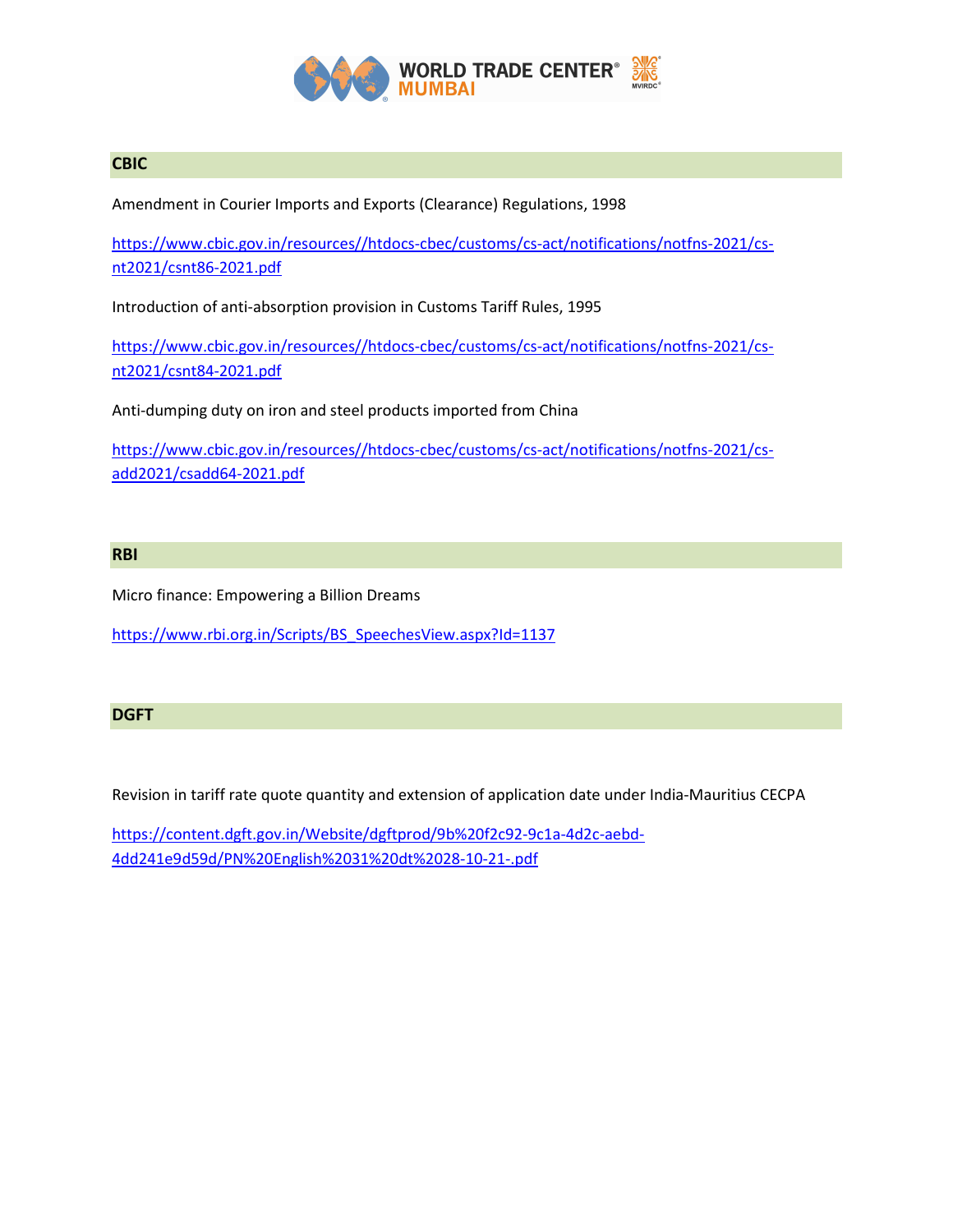## CBIC

Amendment in Courier Imports and Exports (Clearance) Regulations, 1998

https://www.cbic.gov.in/resources//htdocs-cbec/customs/cs-act/notifications/notfns-2021/cs-nt2021/csnt86-2021.pdf

Introduction of anti-absorption provision in Customs Tariff Rules, 1995

https://www.cbic.gov.in/resources//htdocs-cbec/customs/cs-act/notifications/notfns-2021/cs-nt2021/csnt84-2021.pdf

Anti-dumping duty on iron and steel products imported from China

https://www.cbic.gov.in/resources//htdocs-cbec/customs/cs-act/notifications/notfns-2021/cs-add2021/csadd64-2021.pdf

## RBI

Micro finance: Empowering a Billion Dreams

https://www.rbi.org.in/Scripts/BS_SpeechesView.aspx?Id=1137

## DGFT

Revision in tariff rate quote quantity and extension of application date under India-Mauritius CECPA

https://content.dgft.gov.in/Website/dgftprod/9b%20f2c92-9c1a-4d2c-aebd-4dd241e9d59d/PN%20English%2031%20dt%2028-10-21-.pdf